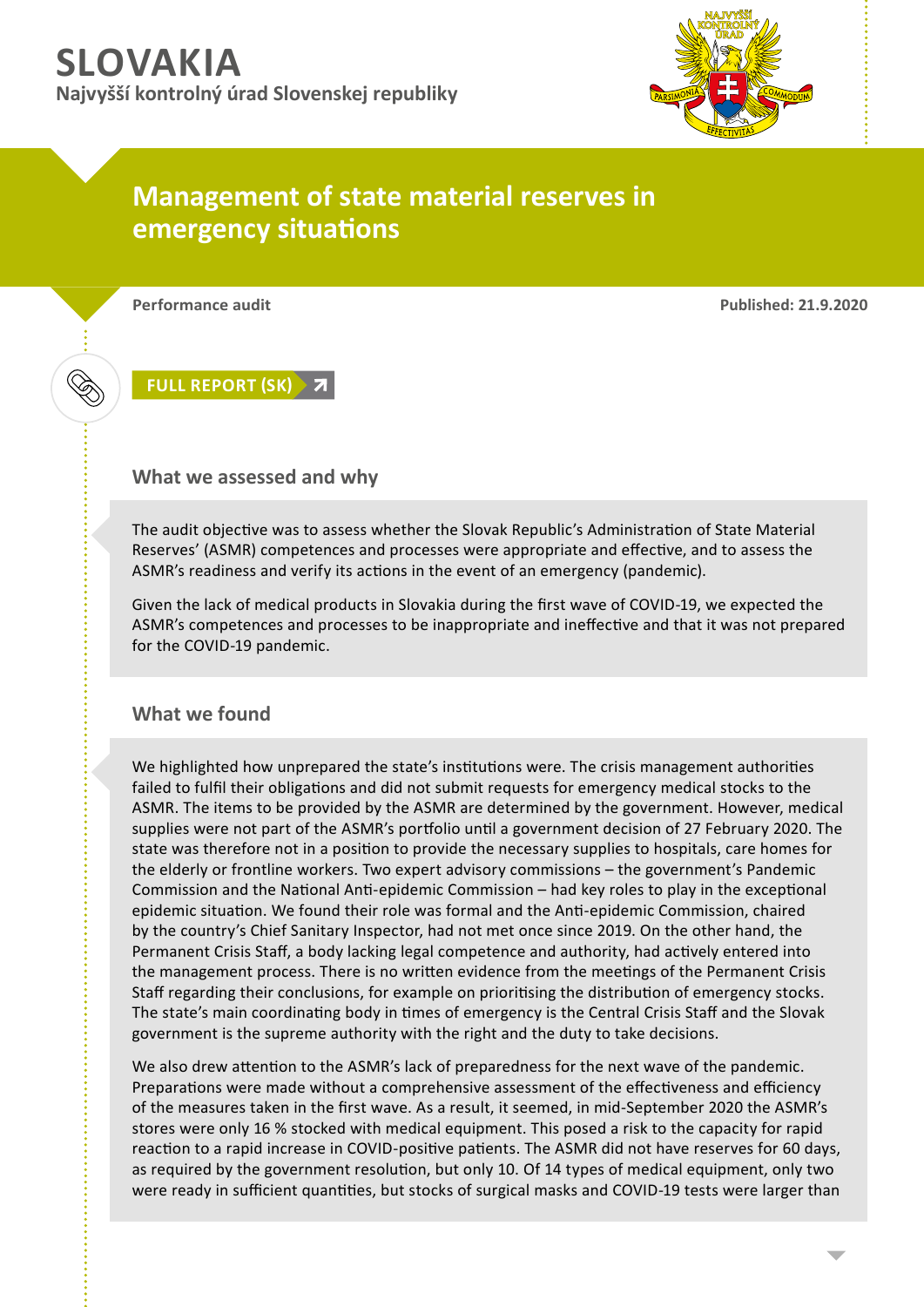# SLOVAKIA

**Najvyšší kontrolný úrad Slovenskej republiky**

## Management of state material reserves in emergency situations

**Performance audit**

**Published: 21.9.2020**

FULL REPORT (SK)

### What we assessed and why

The audit objective was to assess whether the Slovak Republic's Administration of State Material Reserves' (ASMR) competences and processes were appropriate and effective, and to assess the ASMR's readiness and verify its actions in the event of an emergency (pandemic).

Given the lack of medical products in Slovakia during the first wave of COVID-19, we expected the ASMR's competences and processes to be inappropriate and ineffective and that it was not prepared for the COVID-19 pandemic.

### What we found

We highlighted how unprepared the state's institutions were. The crisis management authorities failed to fulfil their obligations and did not submit requests for emergency medical stocks to the ASMR. The items to be provided by the ASMR are determined by the government. However, medical supplies were not part of the ASMR's portfolio until a government decision of 27 February 2020. The state was therefore not in a position to provide the necessary supplies to hospitals, care homes for the elderly or frontline workers. Two expert advisory commissions – the government's Pandemic Commission and the National Anti-epidemic Commission – had key roles to play in the exceptional epidemic situation. We found their role was formal and the Anti-epidemic Commission, chaired by the country's Chief Sanitary Inspector, had not met once since 2019. On the other hand, the Permanent Crisis Staff, a body lacking legal competence and authority, had actively entered into the management process. There is no written evidence from the meetings of the Permanent Crisis Staff regarding their conclusions, for example on prioritising the distribution of emergency stocks. The state's main coordinating body in times of emergency is the Central Crisis Staff and the Slovak government is the supreme authority with the right and the duty to take decisions.

We also drew attention to the ASMR's lack of preparedness for the next wave of the pandemic. Preparations were made without a comprehensive assessment of the effectiveness and efficiency of the measures taken in the first wave. As a result, it seemed, in mid-September 2020 the ASMR's stores were only 16 % stocked with medical equipment. This posed a risk to the capacity for rapid reaction to a rapid increase in COVID-positive patients. The ASMR did not have reserves for 60 days, as required by the government resolution, but only 10. Of 14 types of medical equipment, only two were ready in sufficient quantities, but stocks of surgical masks and COVID-19 tests were larger than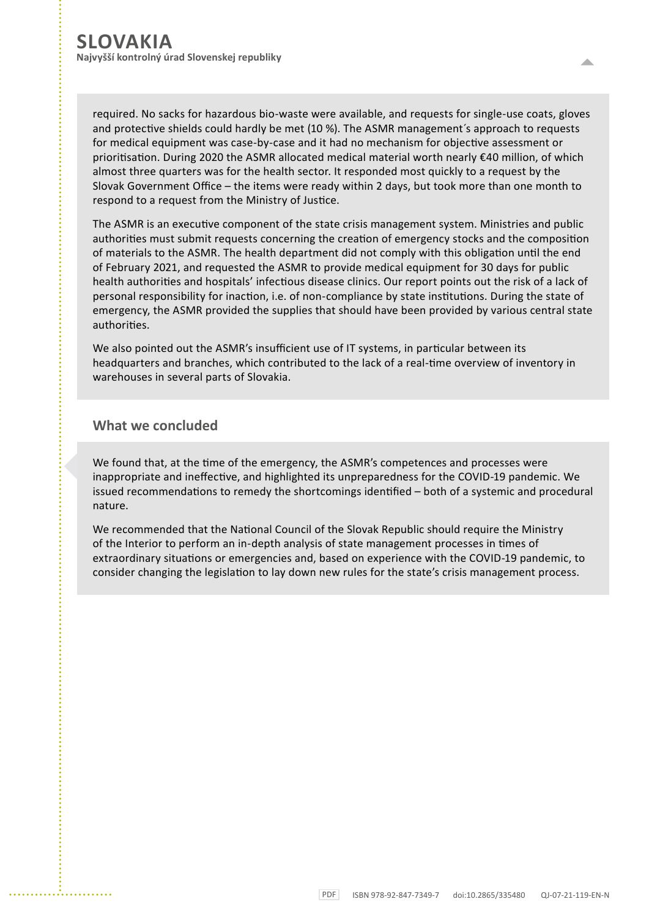required. No sacks for hazardous bio-waste were available, and requests for single-use coats, gloves and protective shields could hardly be met (10 %). The ASMR management´s approach to requests for medical equipment was case-by-case and it had no mechanism for objective assessment or prioritisation. During 2020 the ASMR allocated medical material worth nearly €40 million, of which almost three quarters was for the health sector. It responded most quickly to a request by the Slovak Government Office – the items were ready within 2 days, but took more than one month to respond to a request from the Ministry of Justice.

The ASMR is an executive component of the state crisis management system. Ministries and public authorities must submit requests concerning the creation of emergency stocks and the composition of materials to the ASMR. The health department did not comply with this obligation until the end of February 2021, and requested the ASMR to provide medical equipment for 30 days for public health authorities and hospitals' infectious disease clinics. Our report points out the risk of a lack of personal responsibility for inaction, i.e. of non-compliance by state institutions. During the state of emergency, the ASMR provided the supplies that should have been provided by various central state authorities.

We also pointed out the ASMR's insufficient use of IT systems, in particular between its headquarters and branches, which contributed to the lack of a real-time overview of inventory in warehouses in several parts of Slovakia.

## What we concluded

We found that, at the time of the emergency, the ASMR's competences and processes were inappropriate and ineffective, and highlighted its unpreparedness for the COVID-19 pandemic. We issued recommendations to remedy the shortcomings identified – both of a systemic and procedural nature.

We recommended that the National Council of the Slovak Republic should require the Ministry of the Interior to perform an in-depth analysis of state management processes in times of extraordinary situations or emergencies and, based on experience with the COVID-19 pandemic, to consider changing the legislation to lay down new rules for the state's crisis management process.

PDF ISBN 978-92-847-7349-7 doi:10.2865/335480 QJ-07-21-119-EN-N